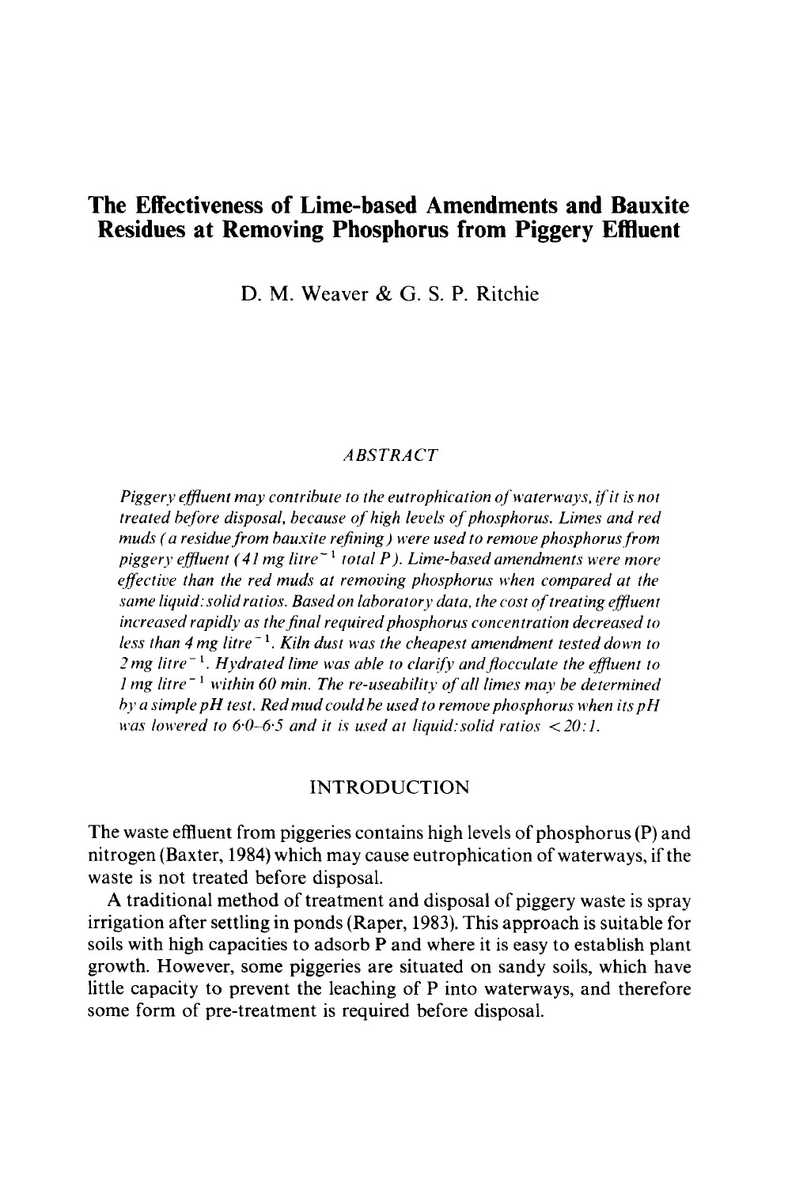# The Effectiveness of Lime-based Amendments and Bauxite Residues at Removing Phosphorus from Piggery Effluent

D. M. Weaver & G. S. P. Ritchie

## ABSTRACT

*Piggery effluent may contribute to the eutrophication of waterways, if it is not treated before disposal, because of high levels of phosphorus. Limes and red muds (a residue from bauxite refining) were used to remove phosphorus from piggery effluent (41 mg litre$^{-1}$ total P). Lime-based amendments were more effective than the red muds at removing phosphorus when compared at the same liquid:solid ratios. Based on laboratory data, the cost of treating effluent increased rapidly as the final required phosphorus concentration decreased to less than 4 mg litre$^{-1}$. Kiln dust was the cheapest amendment tested down to 2 mg litre$^{-1}$. Hydrated lime was able to clarify and flocculate the effluent to 1 mg litre$^{-1}$ within 60 min. The re-useability of all limes may be determined by a simple pH test. Red mud could be used to remove phosphorus when its pH was lowered to 6·0–6·5 and it is used at liquid:solid ratios <20:1.*

## INTRODUCTION

The waste effluent from piggeries contains high levels of phosphorus (P) and nitrogen (Baxter, 1984) which may cause eutrophication of waterways, if the waste is not treated before disposal.

A traditional method of treatment and disposal of piggery waste is spray irrigation after settling in ponds (Raper, 1983). This approach is suitable for soils with high capacities to adsorb P and where it is easy to establish plant growth. However, some piggeries are situated on sandy soils, which have little capacity to prevent the leaching of P into waterways, and therefore some form of pre-treatment is required before disposal.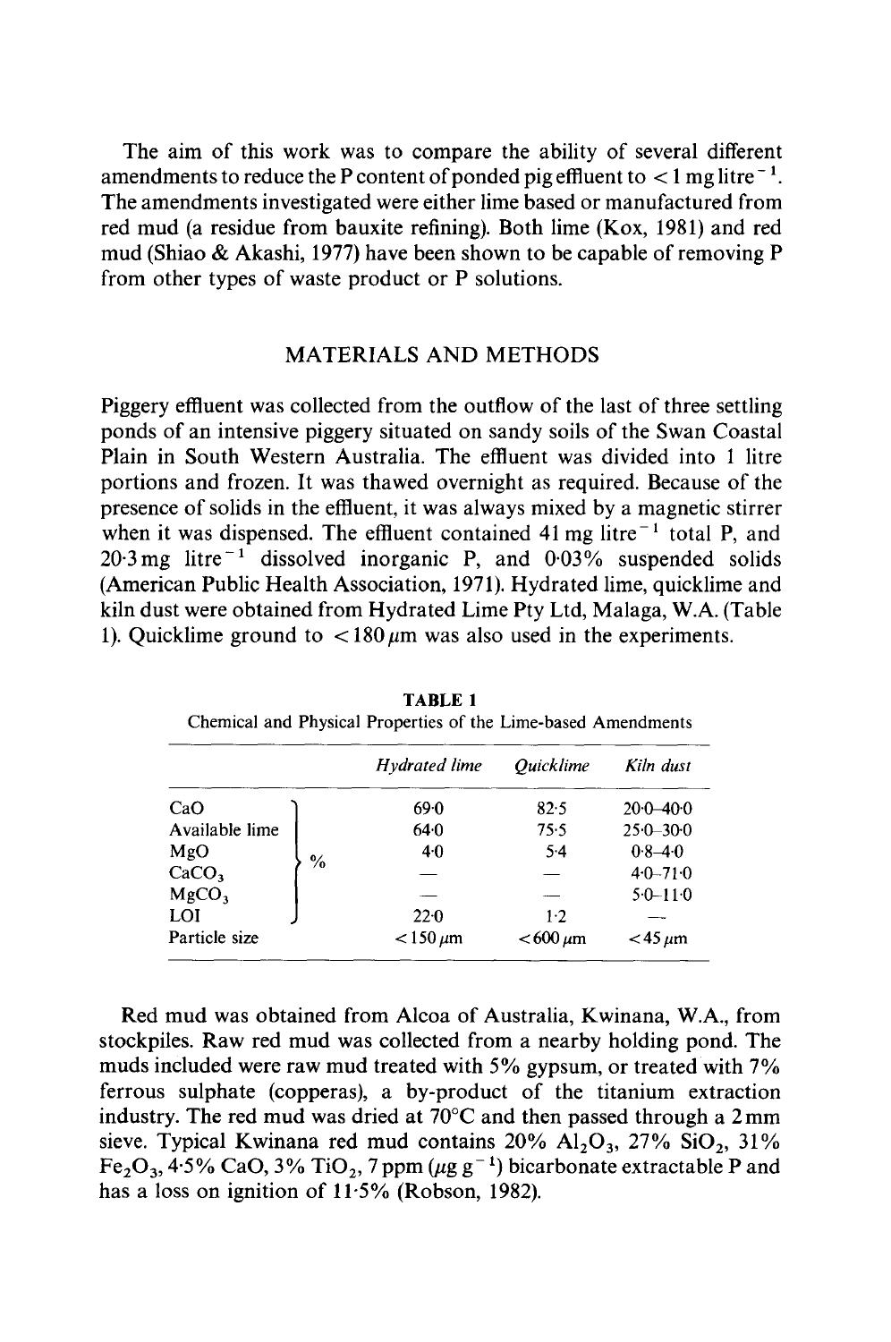The aim of this work was to compare the ability of several different amendments to reduce the P content of ponded pig effluent to $< 1$ mg litre$^{-1}$. The amendments investigated were either lime based or manufactured from red mud (a residue from bauxite refining). Both lime (Kox, 1981) and red mud (Shiao & Akashi, 1977) have been shown to be capable of removing P from other types of waste product or P solutions.

## MATERIALS AND METHODS

Piggery effluent was collected from the outflow of the last of three settling ponds of an intensive piggery situated on sandy soils of the Swan Coastal Plain in South Western Australia. The effluent was divided into 1 litre portions and frozen. It was thawed overnight as required. Because of the presence of solids in the effluent, it was always mixed by a magnetic stirrer when it was dispensed. The effluent contained 41 mg litre$^{-1}$ total P, and 20·3 mg litre$^{-1}$ dissolved inorganic P, and 0·03% suspended solids (American Public Health Association, 1971). Hydrated lime, quicklime and kiln dust were obtained from Hydrated Lime Pty Ltd, Malaga, W.A. (Table 1). Quicklime ground to $< 180\,\mu$m was also used in the experiments.

**TABLE 1**
Chemical and Physical Properties of the Lime-based Amendments

| | | *Hydrated lime* | *Quicklime* | *Kiln dust* |
|---|---|---|---|---|
| CaO | % | 69·0 | 82·5 | 20·0–40·0 |
| Available lime | % | 64·0 | 75·5 | 25·0–30·0 |
| MgO | % | 4·0 | 5·4 | 0·8–4·0 |
| $CaCO_3$ | % | — | — | 4·0–71·0 |
| $MgCO_3$ | % | — | — | 5·0–11·0 |
| LOI | % | 22·0 | 1·2 | — |
| Particle size | | $< 150\,\mu$m | $< 600\,\mu$m | $< 45\,\mu$m |

Red mud was obtained from Alcoa of Australia, Kwinana, W.A., from stockpiles. Raw red mud was collected from a nearby holding pond. The muds included were raw mud treated with 5% gypsum, or treated with 7% ferrous sulphate (copperas), a by-product of the titanium extraction industry. The red mud was dried at 70°C and then passed through a 2 mm sieve. Typical Kwinana red mud contains 20% $Al_2O_3$, 27% $SiO_2$, 31% $Fe_2O_3$, 4·5% CaO, 3% $TiO_2$, 7 ppm ($\mu g\ g^{-1}$) bicarbonate extractable P and has a loss on ignition of 11·5% (Robson, 1982).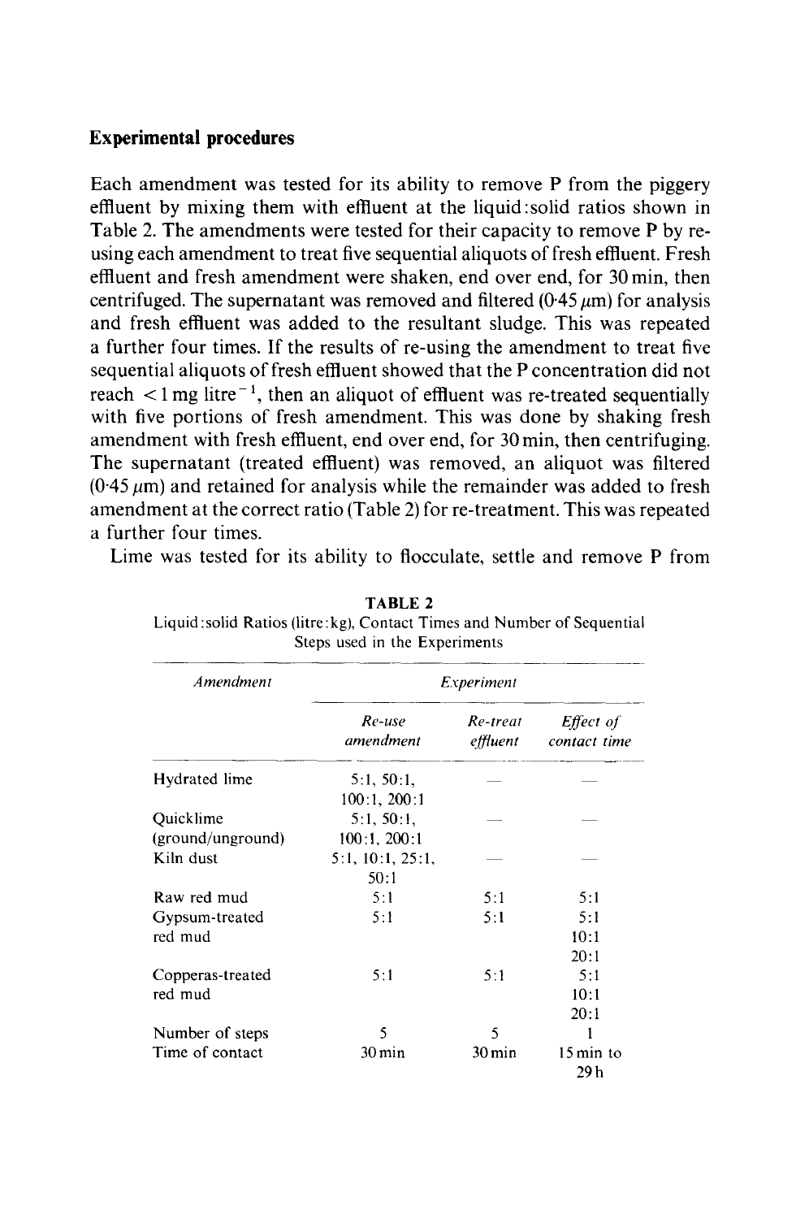## Experimental procedures

Each amendment was tested for its ability to remove P from the piggery effluent by mixing them with effluent at the liquid:solid ratios shown in Table 2. The amendments were tested for their capacity to remove P by re-using each amendment to treat five sequential aliquots of fresh effluent. Fresh effluent and fresh amendment were shaken, end over end, for 30 min, then centrifuged. The supernatant was removed and filtered (0·45 $\mu$m) for analysis and fresh effluent was added to the resultant sludge. This was repeated a further four times. If the results of re-using the amendment to treat five sequential aliquots of fresh effluent showed that the P concentration did not reach $< 1$ mg litre$^{-1}$, then an aliquot of effluent was re-treated sequentially with five portions of fresh amendment. This was done by shaking fresh amendment with fresh effluent, end over end, for 30 min, then centrifuging. The supernatant (treated effluent) was removed, an aliquot was filtered (0·45 $\mu$m) and retained for analysis while the remainder was added to fresh amendment at the correct ratio (Table 2) for re-treatment. This was repeated a further four times.

Lime was tested for its ability to flocculate, settle and remove P from

**TABLE 2**
Liquid:solid Ratios (litre:kg), Contact Times and Number of Sequential Steps used in the Experiments

| *Amendment* | *Experiment* | | |
|---|---|---|---|
| | *Re-use amendment* | *Re-treat effluent* | *Effect of contact time* |
| Hydrated lime | 5:1, 50:1, 100:1, 200:1 | — | — |
| Quicklime (ground/unground) | 5:1, 50:1, 100:1, 200:1 | — | — |
| Kiln dust | 5:1, 10:1, 25:1, 50:1 | — | — |
| Raw red mud | 5:1 | 5:1 | 5:1 |
| Gypsum-treated red mud | 5:1 | 5:1 | 5:1, 10:1, 20:1 |
| Copperas-treated red mud | 5:1 | 5:1 | 5:1, 10:1, 20:1 |
| Number of steps | 5 | 5 | 1 |
| Time of contact | 30 min | 30 min | 15 min to 29 h |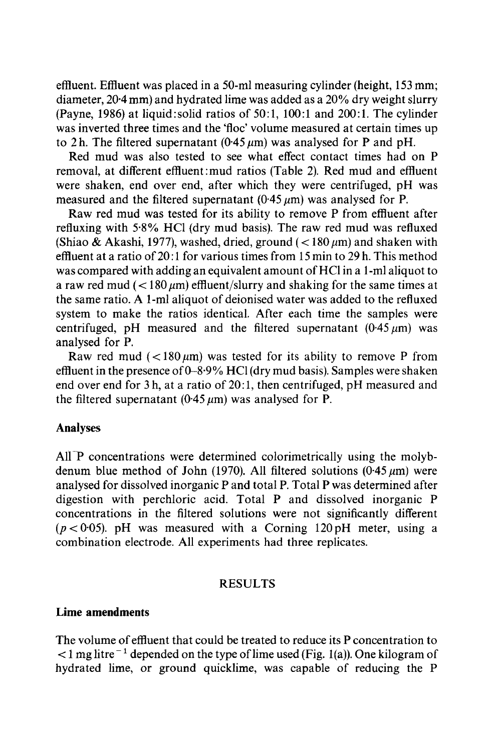effluent. Effluent was placed in a 50-ml measuring cylinder (height, 153 mm; diameter, 20·4 mm) and hydrated lime was added as a 20% dry weight slurry (Payne, 1986) at liquid:solid ratios of 50:1, 100:1 and 200:1. The cylinder was inverted three times and the 'floc' volume measured at certain times up to 2 h. The filtered supernatant (0·45 $\mu$m) was analysed for P and pH.

Red mud was also tested to see what effect contact times had on P removal, at different effluent:mud ratios (Table 2). Red mud and effluent were shaken, end over end, after which they were centrifuged, pH was measured and the filtered supernatant (0·45 $\mu$m) was analysed for P.

Raw red mud was tested for its ability to remove P from effluent after refluxing with 5·8% HCl (dry mud basis). The raw red mud was refluxed (Shiao & Akashi, 1977), washed, dried, ground (< 180 $\mu$m) and shaken with effluent at a ratio of 20:1 for various times from 15 min to 29 h. This method was compared with adding an equivalent amount of HCl in a 1-ml aliquot to a raw red mud (< 180 $\mu$m) effluent/slurry and shaking for the same times at the same ratio. A 1-ml aliquot of deionised water was added to the refluxed system to make the ratios identical. After each time the samples were centrifuged, pH measured and the filtered supernatant (0·45 $\mu$m) was analysed for P.

Raw red mud (< 180 $\mu$m) was tested for its ability to remove P from effluent in the presence of 0–8·9% HCl (dry mud basis). Samples were shaken end over end for 3 h, at a ratio of 20:1, then centrifuged, pH measured and the filtered supernatant (0·45 $\mu$m) was analysed for P.

### Analyses

All P concentrations were determined colorimetrically using the molybdenum blue method of John (1970). All filtered solutions (0·45 $\mu$m) were analysed for dissolved inorganic P and total P. Total P was determined after digestion with perchloric acid. Total P and dissolved inorganic P concentrations in the filtered solutions were not significantly different ($p < 0{\cdot}05$). pH was measured with a Corning 120 pH meter, using a combination electrode. All experiments had three replicates.

## RESULTS

### Lime amendments

The volume of effluent that could be treated to reduce its P concentration to < 1 mg litre$^{-1}$ depended on the type of lime used (Fig. 1(a)). One kilogram of hydrated lime, or ground quicklime, was capable of reducing the P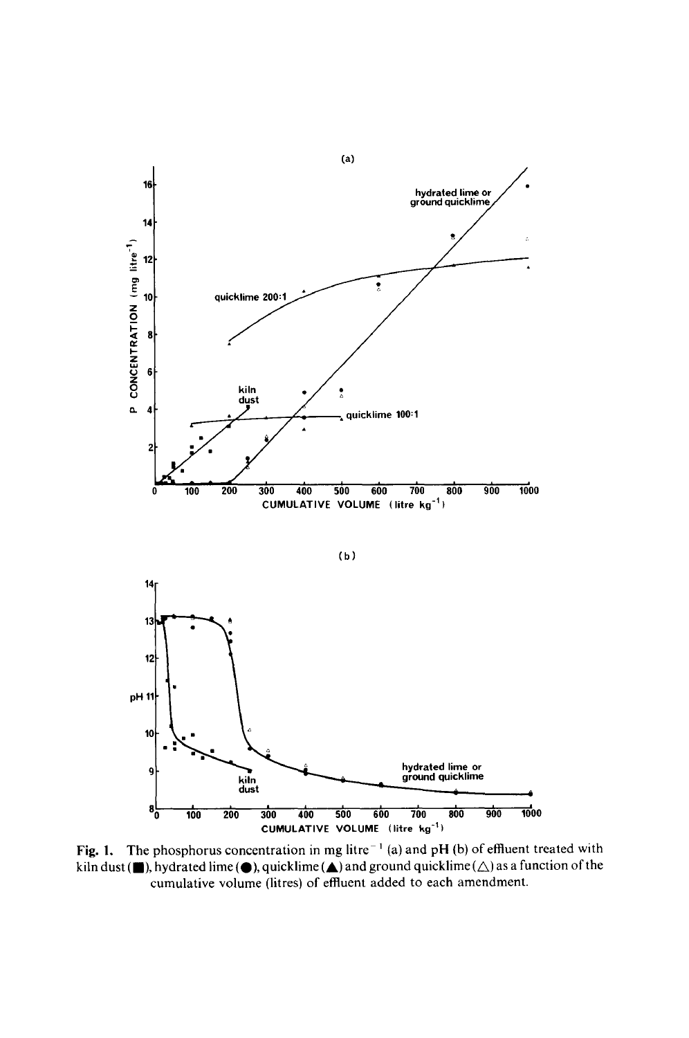Fig. 1. The phosphorus concentration in mg litre$^{-1}$ (a) and pH (b) of effluent treated with kiln dust (■), hydrated lime (●), quicklime (▲) and ground quicklime (△) as a function of the cumulative volume (litres) of effluent added to each amendment.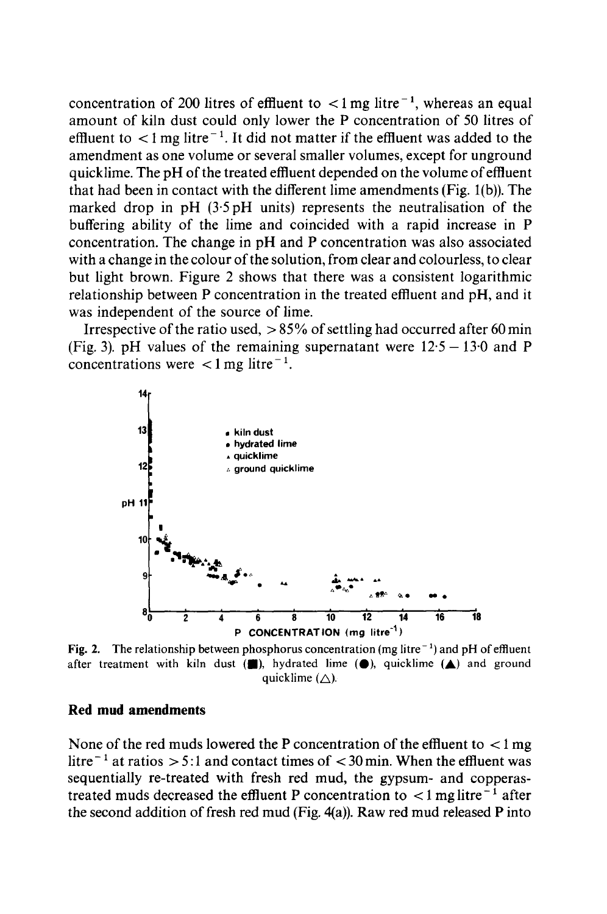concentration of 200 litres of effluent to $< 1$ mg litre$^{-1}$, whereas an equal amount of kiln dust could only lower the P concentration of 50 litres of effluent to $< 1$ mg litre$^{-1}$. It did not matter if the effluent was added to the amendment as one volume or several smaller volumes, except for unground quicklime. The pH of the treated effluent depended on the volume of effluent that had been in contact with the different lime amendments (Fig. 1(b)). The marked drop in pH (3·5 pH units) represents the neutralisation of the buffering ability of the lime and coincided with a rapid increase in P concentration. The change in pH and P concentration was also associated with a change in the colour of the solution, from clear and colourless, to clear but light brown. Figure 2 shows that there was a consistent logarithmic relationship between P concentration in the treated effluent and pH, and it was independent of the source of lime.

Irrespective of the ratio used, $> 85\%$ of settling had occurred after 60 min (Fig. 3). pH values of the remaining supernatant were 12·5 – 13·0 and P concentrations were $< 1$ mg litre$^{-1}$.

**Fig. 2.** The relationship between phosphorus concentration (mg litre$^{-1}$) and pH of effluent after treatment with kiln dust (■), hydrated lime (●), quicklime (▲) and ground quicklime (△).

## Red mud amendments

None of the red muds lowered the P concentration of the effluent to $< 1$ mg litre$^{-1}$ at ratios $> 5{:}1$ and contact times of $< 30$ min. When the effluent was sequentially re-treated with fresh red mud, the gypsum- and copperas-treated muds decreased the effluent P concentration to $< 1$ mg litre$^{-1}$ after the second addition of fresh red mud (Fig. 4(a)). Raw red mud released P into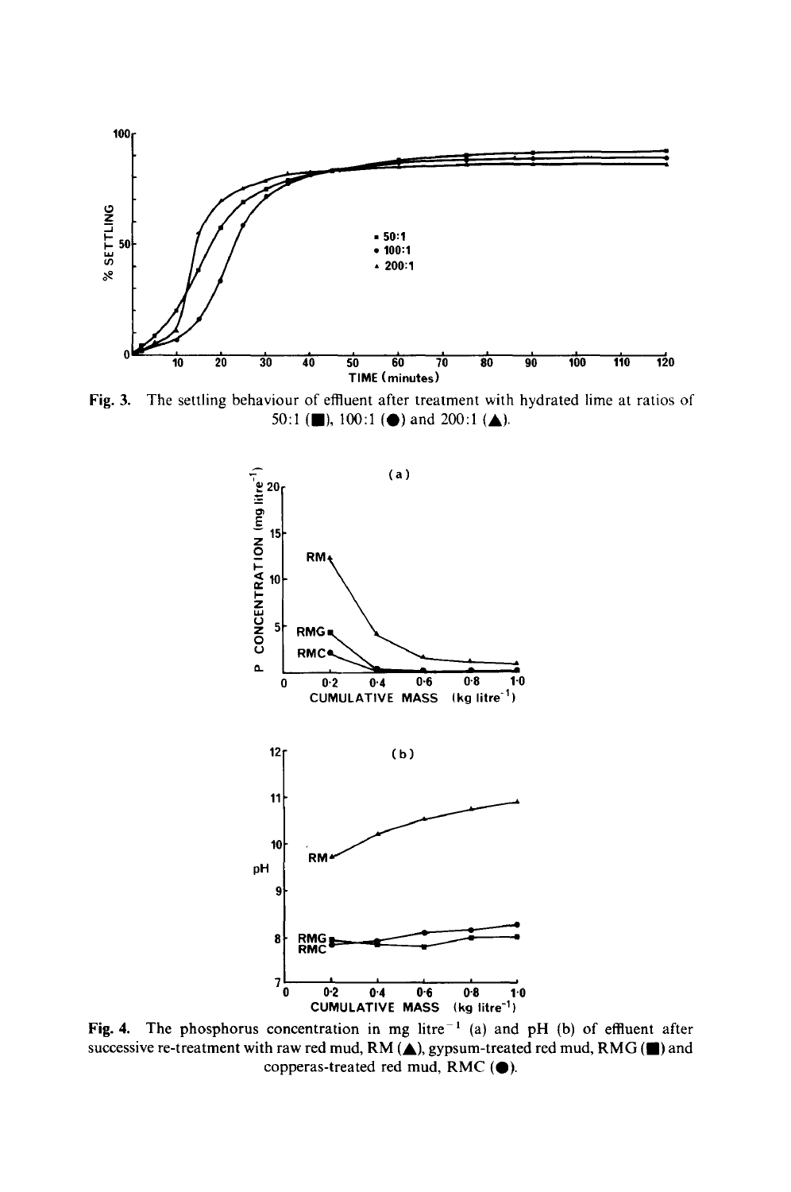Fig. 3. The settling behaviour of effluent after treatment with hydrated lime at ratios of 50:1 (■), 100:1 (●) and 200:1 (▲).

Fig. 4. The phosphorus concentration in mg litre$^{-1}$ (a) and pH (b) of effluent after successive re-treatment with raw red mud, RM (▲), gypsum-treated red mud, RMG (■) and copperas-treated red mud, RMC (●).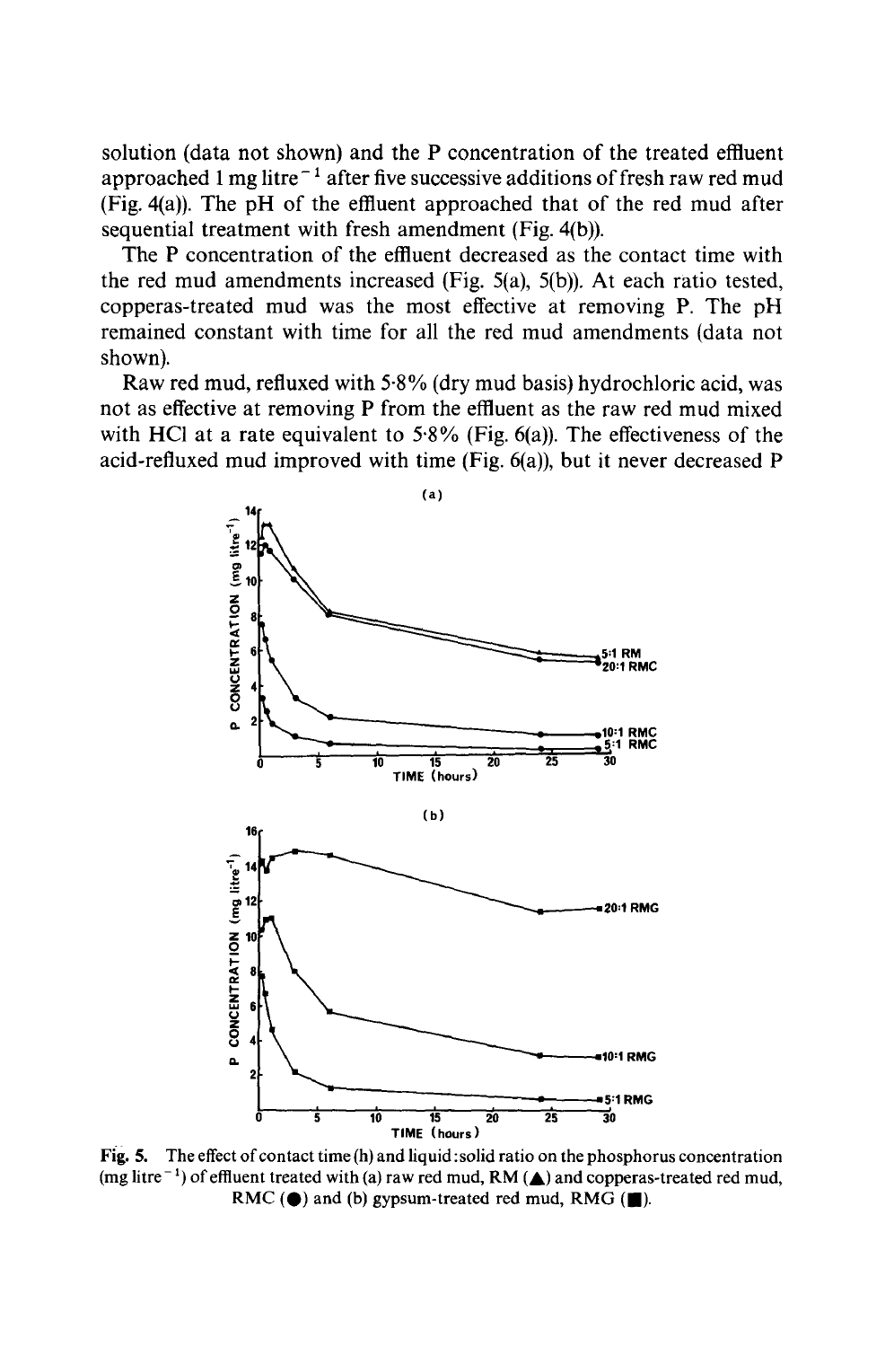solution (data not shown) and the P concentration of the treated effluent approached 1 mg litre$^{-1}$ after five successive additions of fresh raw red mud (Fig. 4(a)). The pH of the effluent approached that of the red mud after sequential treatment with fresh amendment (Fig. 4(b)).

The P concentration of the effluent decreased as the contact time with the red mud amendments increased (Fig. 5(a), 5(b)). At each ratio tested, copperas-treated mud was the most effective at removing P. The pH remained constant with time for all the red mud amendments (data not shown).

Raw red mud, refluxed with 5·8% (dry mud basis) hydrochloric acid, was not as effective at removing P from the effluent as the raw red mud mixed with HCl at a rate equivalent to 5·8% (Fig. 6(a)). The effectiveness of the acid-refluxed mud improved with time (Fig. 6(a)), but it never decreased P

Fig. 5. The effect of contact time (h) and liquid:solid ratio on the phosphorus concentration (mg litre$^{-1}$) of effluent treated with (a) raw red mud, RM (▲) and copperas-treated red mud, RMC (●) and (b) gypsum-treated red mud, RMG (■).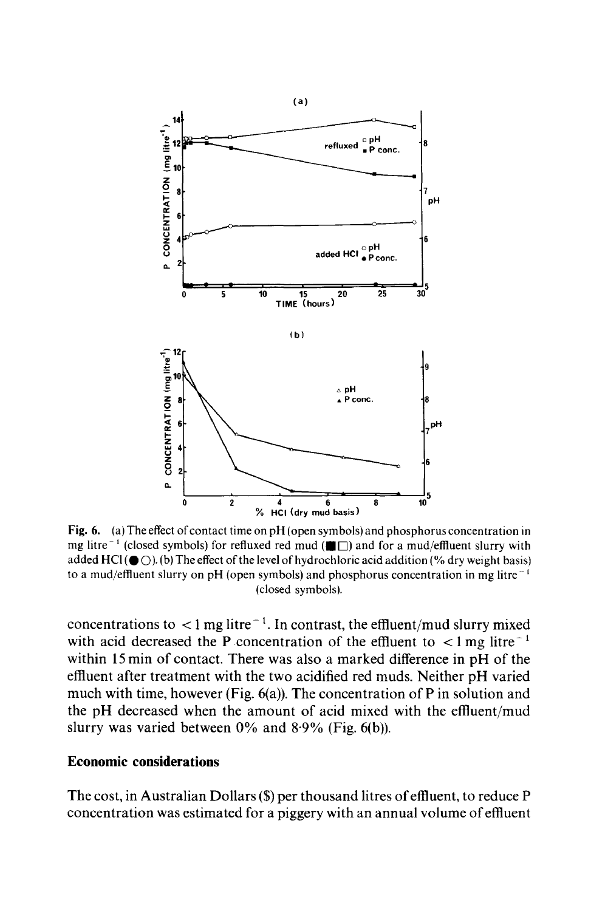Fig. 6. (a) The effect of contact time on pH (open symbols) and phosphorus concentration in mg litre$^{-1}$ (closed symbols) for refluxed red mud (■□) and for a mud/effluent slurry with added HCl (●○). (b) The effect of the level of hydrochloric acid addition (% dry weight basis) to a mud/effluent slurry on pH (open symbols) and phosphorus concentration in mg litre$^{-1}$ (closed symbols).

concentrations to < 1 mg litre$^{-1}$. In contrast, the effluent/mud slurry mixed with acid decreased the P concentration of the effluent to < 1 mg litre$^{-1}$ within 15 min of contact. There was also a marked difference in pH of the effluent after treatment with the two acidified red muds. Neither pH varied much with time, however (Fig. 6(a)). The concentration of P in solution and the pH decreased when the amount of acid mixed with the effluent/mud slurry was varied between 0% and 8·9% (Fig. 6(b)).

## Economic considerations

The cost, in Australian Dollars ($) per thousand litres of effluent, to reduce P concentration was estimated for a piggery with an annual volume of effluent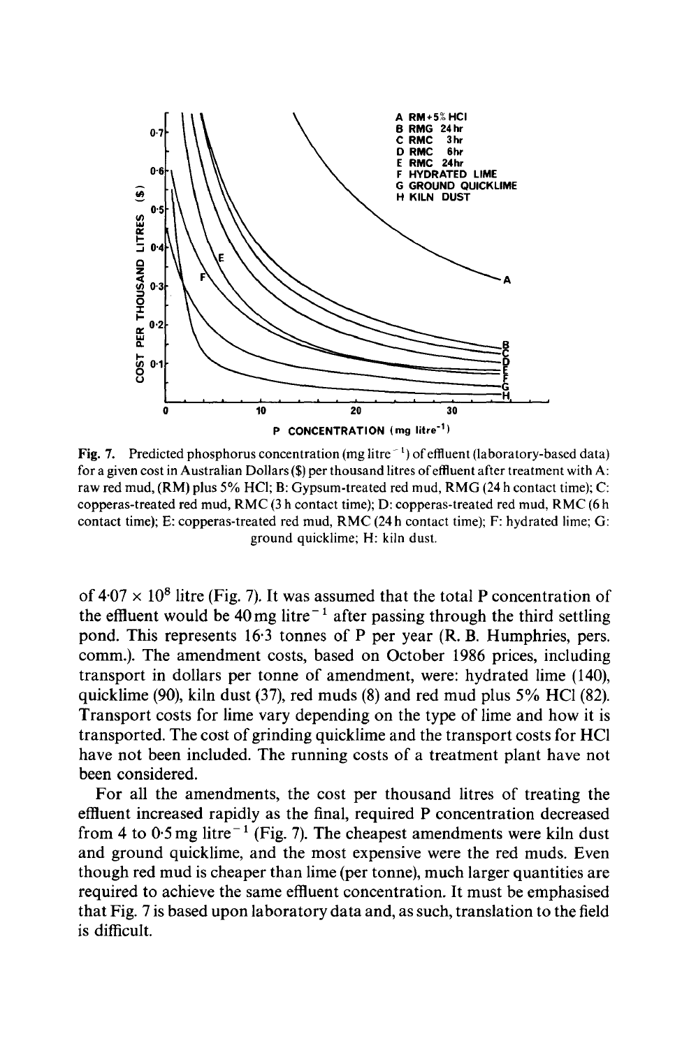Fig. 7. Predicted phosphorus concentration (mg litre$^{-1}$) of effluent (laboratory-based data) for a given cost in Australian Dollars ($) per thousand litres of effluent after treatment with A: raw red mud, (RM) plus 5% HCl; B: Gypsum-treated red mud, RMG (24 h contact time); C: copperas-treated red mud, RMC (3 h contact time); D: copperas-treated red mud, RMC (6 h contact time); E: copperas-treated red mud, RMC (24 h contact time); F: hydrated lime; G: ground quicklime; H: kiln dust.

of $4{\cdot}07 \times 10^8$ litre (Fig. 7). It was assumed that the total P concentration of the effluent would be 40 mg litre$^{-1}$ after passing through the third settling pond. This represents 16·3 tonnes of P per year (R. B. Humphries, pers. comm.). The amendment costs, based on October 1986 prices, including transport in dollars per tonne of amendment, were: hydrated lime (140), quicklime (90), kiln dust (37), red muds (8) and red mud plus 5% HCl (82). Transport costs for lime vary depending on the type of lime and how it is transported. The cost of grinding quicklime and the transport costs for HCl have not been included. The running costs of a treatment plant have not been considered.

For all the amendments, the cost per thousand litres of treating the effluent increased rapidly as the final, required P concentration decreased from 4 to 0·5 mg litre$^{-1}$ (Fig. 7). The cheapest amendments were kiln dust and ground quicklime, and the most expensive were the red muds. Even though red mud is cheaper than lime (per tonne), much larger quantities are required to achieve the same effluent concentration. It must be emphasised that Fig. 7 is based upon laboratory data and, as such, translation to the field is difficult.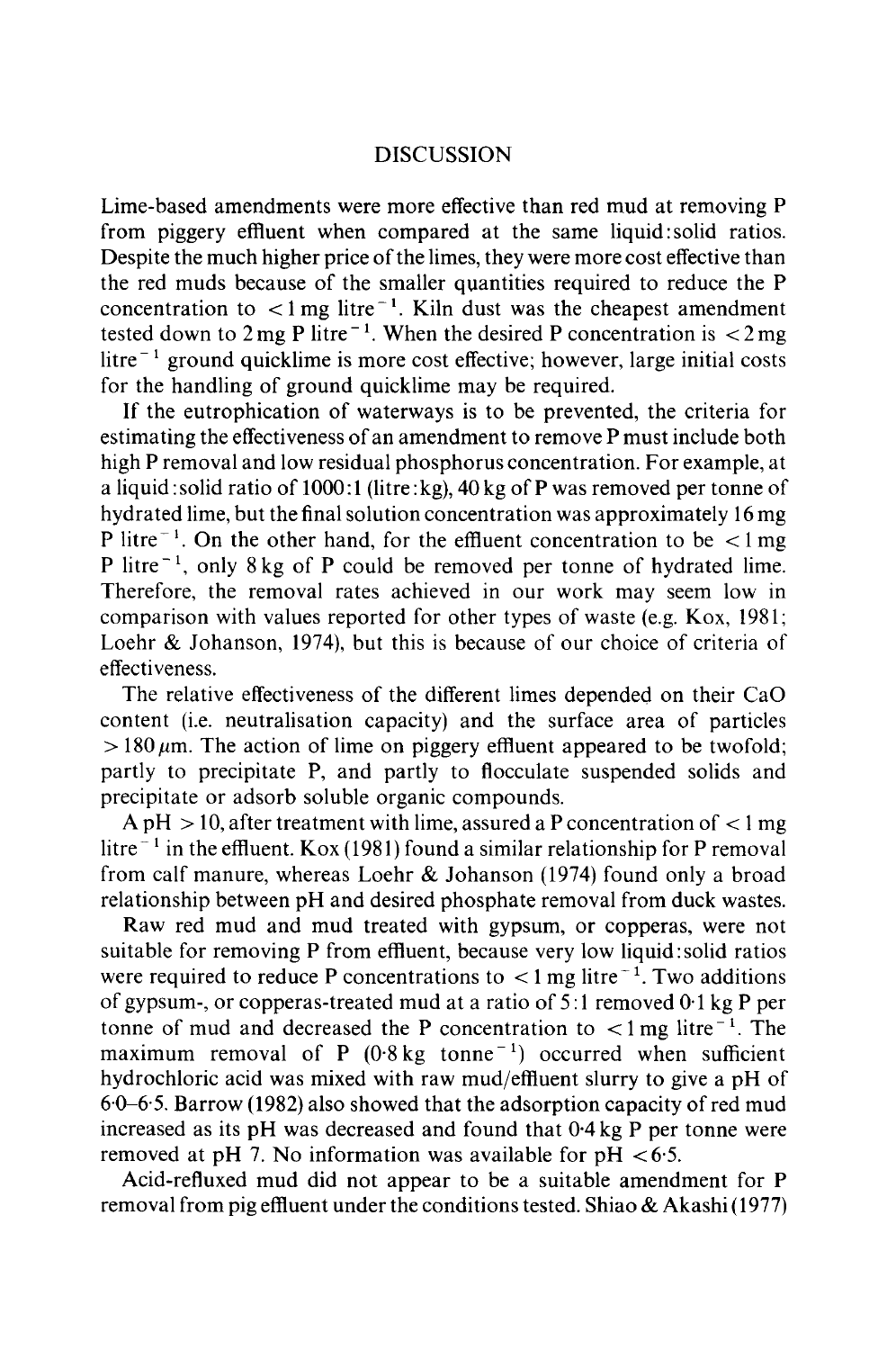# DISCUSSION

Lime-based amendments were more effective than red mud at removing P from piggery effluent when compared at the same liquid:solid ratios. Despite the much higher price of the limes, they were more cost effective than the red muds because of the smaller quantities required to reduce the P concentration to $<1$ mg litre$^{-1}$. Kiln dust was the cheapest amendment tested down to 2 mg P litre$^{-1}$. When the desired P concentration is $<2$ mg litre$^{-1}$ ground quicklime is more cost effective; however, large initial costs for the handling of ground quicklime may be required.

If the eutrophication of waterways is to be prevented, the criteria for estimating the effectiveness of an amendment to remove P must include both high P removal and low residual phosphorus concentration. For example, at a liquid:solid ratio of 1000:1 (litre:kg), 40 kg of P was removed per tonne of hydrated lime, but the final solution concentration was approximately 16 mg P litre$^{-1}$. On the other hand, for the effluent concentration to be $<1$ mg P litre$^{-1}$, only 8 kg of P could be removed per tonne of hydrated lime. Therefore, the removal rates achieved in our work may seem low in comparison with values reported for other types of waste (e.g. Kox, 1981; Loehr & Johanson, 1974), but this is because of our choice of criteria of effectiveness.

The relative effectiveness of the different limes depended on their CaO content (i.e. neutralisation capacity) and the surface area of particles $>180\,\mu$m. The action of lime on piggery effluent appeared to be twofold; partly to precipitate P, and partly to flocculate suspended solids and precipitate or adsorb soluble organic compounds.

A pH $>10$, after treatment with lime, assured a P concentration of $<1$ mg litre$^{-1}$ in the effluent. Kox (1981) found a similar relationship for P removal from calf manure, whereas Loehr & Johanson (1974) found only a broad relationship between pH and desired phosphate removal from duck wastes.

Raw red mud and mud treated with gypsum, or copperas, were not suitable for removing P from effluent, because very low liquid:solid ratios were required to reduce P concentrations to $<1$ mg litre$^{-1}$. Two additions of gypsum-, or copperas-treated mud at a ratio of 5:1 removed 0·1 kg P per tonne of mud and decreased the P concentration to $<1$ mg litre$^{-1}$. The maximum removal of P (0·8 kg tonne$^{-1}$) occurred when sufficient hydrochloric acid was mixed with raw mud/effluent slurry to give a pH of 6·0–6·5. Barrow (1982) also showed that the adsorption capacity of red mud increased as its pH was decreased and found that 0·4 kg P per tonne were removed at pH 7. No information was available for pH $<6{\cdot}5$.

Acid-refluxed mud did not appear to be a suitable amendment for P removal from pig effluent under the conditions tested. Shiao & Akashi (1977)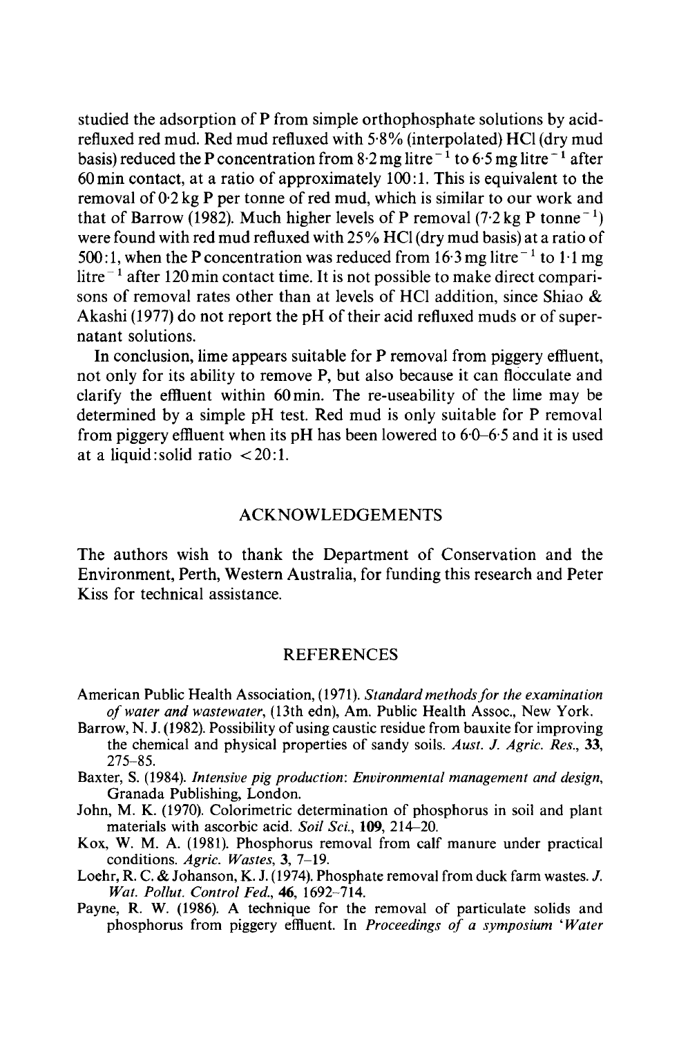studied the adsorption of P from simple orthophosphate solutions by acid-refluxed red mud. Red mud refluxed with 5·8% (interpolated) HCl (dry mud basis) reduced the P concentration from 8·2 mg litre$^{-1}$ to 6·5 mg litre$^{-1}$ after 60 min contact, at a ratio of approximately 100:1. This is equivalent to the removal of 0·2 kg P per tonne of red mud, which is similar to our work and that of Barrow (1982). Much higher levels of P removal (7·2 kg P tonne$^{-1}$) were found with red mud refluxed with 25% HCl (dry mud basis) at a ratio of 500:1, when the P concentration was reduced from 16·3 mg litre$^{-1}$ to 1·1 mg litre$^{-1}$ after 120 min contact time. It is not possible to make direct comparisons of removal rates other than at levels of HCl addition, since Shiao & Akashi (1977) do not report the pH of their acid refluxed muds or of supernatant solutions.

In conclusion, lime appears suitable for P removal from piggery effluent, not only for its ability to remove P, but also because it can flocculate and clarify the effluent within 60 min. The re-useability of the lime may be determined by a simple pH test. Red mud is only suitable for P removal from piggery effluent when its pH has been lowered to 6·0–6·5 and it is used at a liquid:solid ratio <20:1.

## ACKNOWLEDGEMENTS

The authors wish to thank the Department of Conservation and the Environment, Perth, Western Australia, for funding this research and Peter Kiss for technical assistance.

## REFERENCES

American Public Health Association, (1971). *Standard methods for the examination of water and wastewater*, (13th edn), Am. Public Health Assoc., New York.

Barrow, N. J. (1982). Possibility of using caustic residue from bauxite for improving the chemical and physical properties of sandy soils. *Aust. J. Agric. Res.*, **33**, 275–85.

Baxter, S. (1984). *Intensive pig production: Environmental management and design*, Granada Publishing, London.

John, M. K. (1970). Colorimetric determination of phosphorus in soil and plant materials with ascorbic acid. *Soil Sci.*, **109**, 214–20.

Kox, W. M. A. (1981). Phosphorus removal from calf manure under practical conditions. *Agric. Wastes*, **3**, 7–19.

Loehr, R. C. & Johanson, K. J. (1974). Phosphate removal from duck farm wastes. *J. Wat. Pollut. Control Fed.*, **46**, 1692–714.

Payne, R. W. (1986). A technique for the removal of particulate solids and phosphorus from piggery effluent. In *Proceedings of a symposium 'Water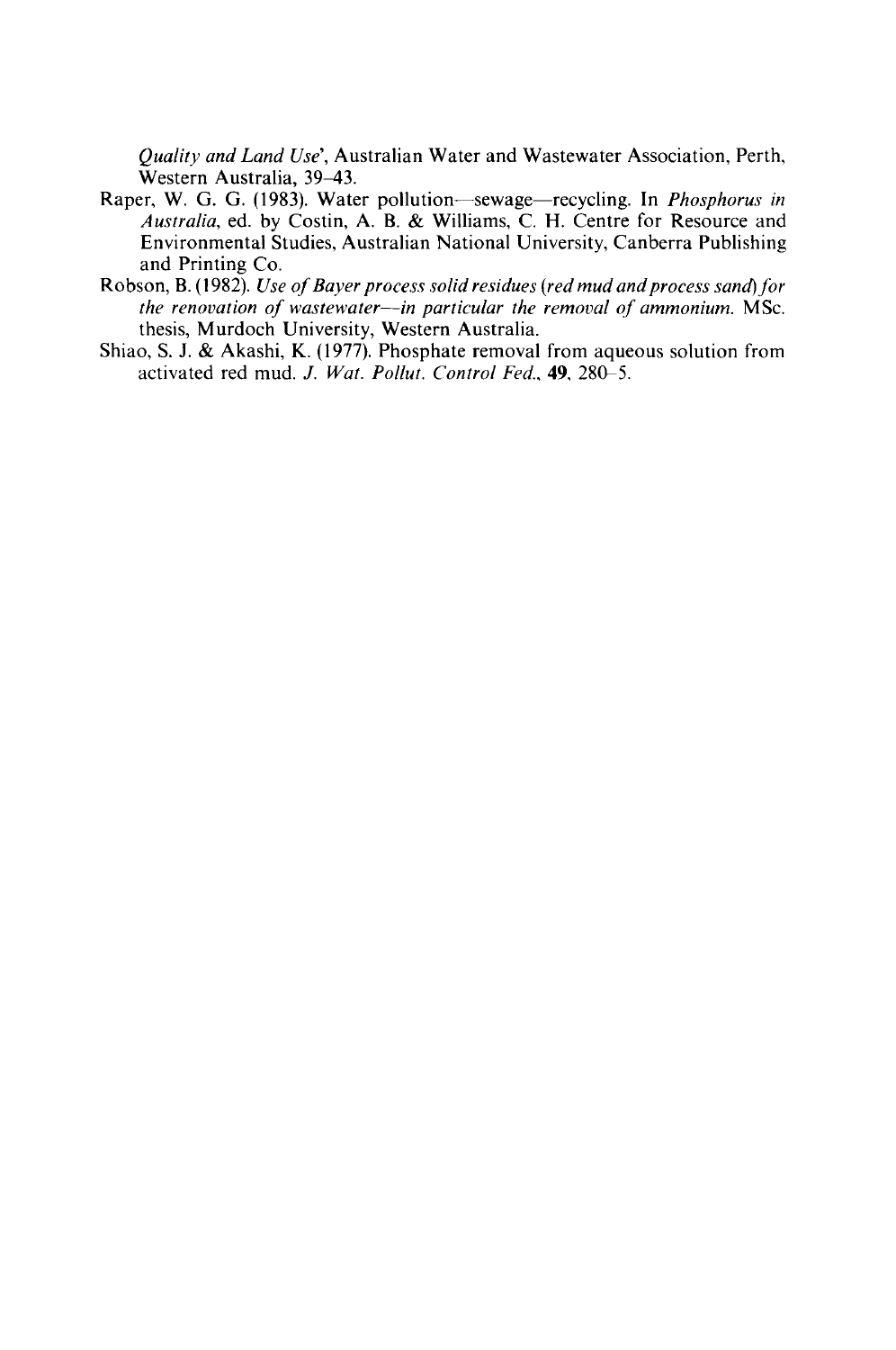*Quality and Land Use*', Australian Water and Wastewater Association, Perth, Western Australia, 39–43.

Raper, W. G. G. (1983). Water pollution—sewage—recycling. In *Phosphorus in Australia*, ed. by Costin, A. B. & Williams, C. H. Centre for Resource and Environmental Studies, Australian National University, Canberra Publishing and Printing Co.

Robson, B. (1982). *Use of Bayer process solid residues (red mud and process sand) for the renovation of wastewater—in particular the removal of ammonium.* MSc. thesis, Murdoch University, Western Australia.

Shiao, S. J. & Akashi, K. (1977). Phosphate removal from aqueous solution from activated red mud. *J. Wat. Pollut. Control Fed.*, **49**, 280–5.